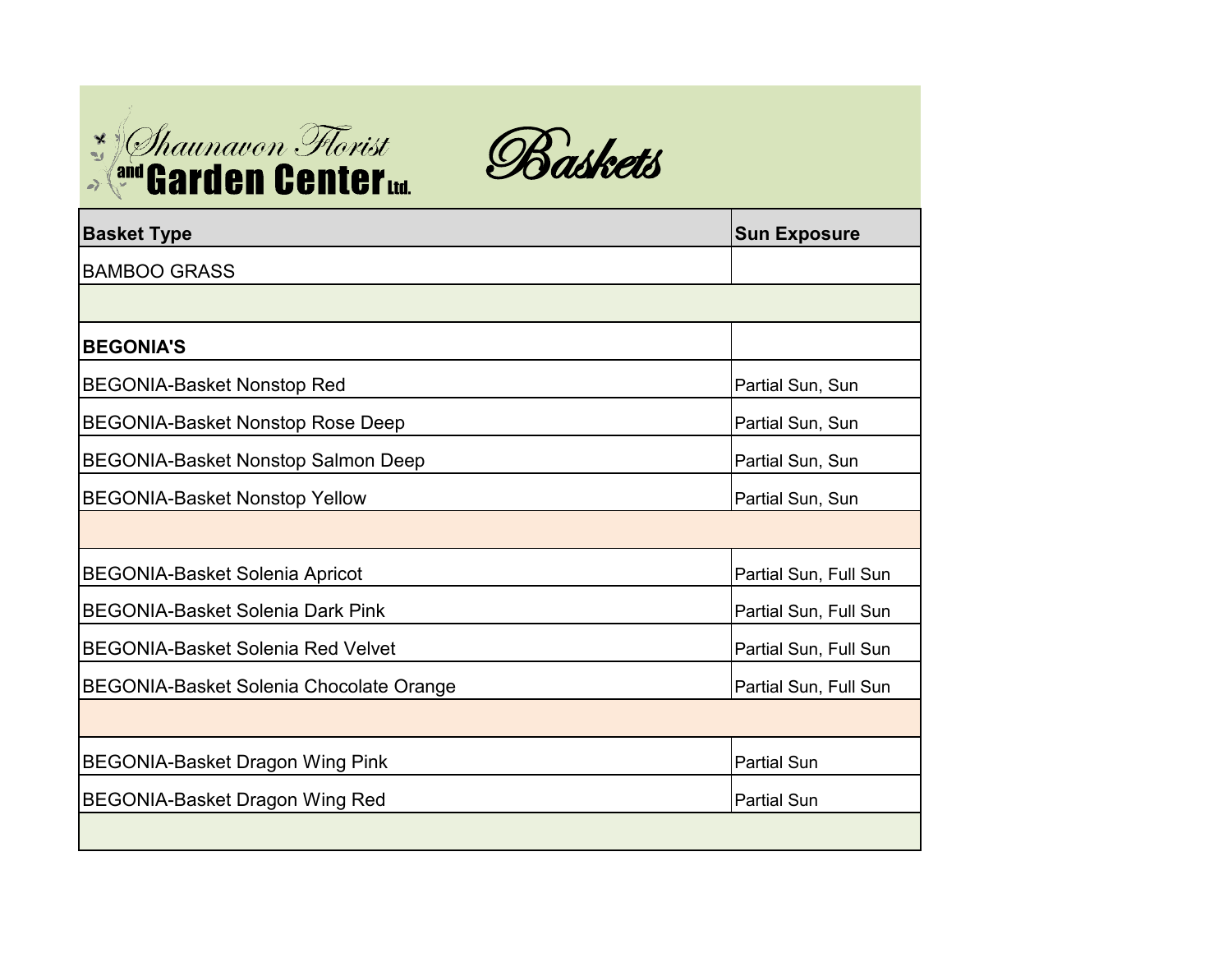# Shaunavon Florist and Garden Center Ltd.

## Baskets

| Basket Type | Sun Exposure |
|---|---|
| BAMBOO GRASS | |
| | |
| **BEGONIA'S** | |
| BEGONIA-Basket Nonstop Red | Partial Sun, Sun |
| BEGONIA-Basket Nonstop Rose Deep | Partial Sun, Sun |
| BEGONIA-Basket Nonstop Salmon Deep | Partial Sun, Sun |
| BEGONIA-Basket Nonstop Yellow | Partial Sun, Sun |
| | |
| BEGONIA-Basket Solenia Apricot | Partial Sun, Full Sun |
| BEGONIA-Basket Solenia Dark Pink | Partial Sun, Full Sun |
| BEGONIA-Basket Solenia Red Velvet | Partial Sun, Full Sun |
| BEGONIA-Basket Solenia Chocolate Orange | Partial Sun, Full Sun |
| | |
| BEGONIA-Basket Dragon Wing Pink | Partial Sun |
| BEGONIA-Basket Dragon Wing Red | Partial Sun |
| | |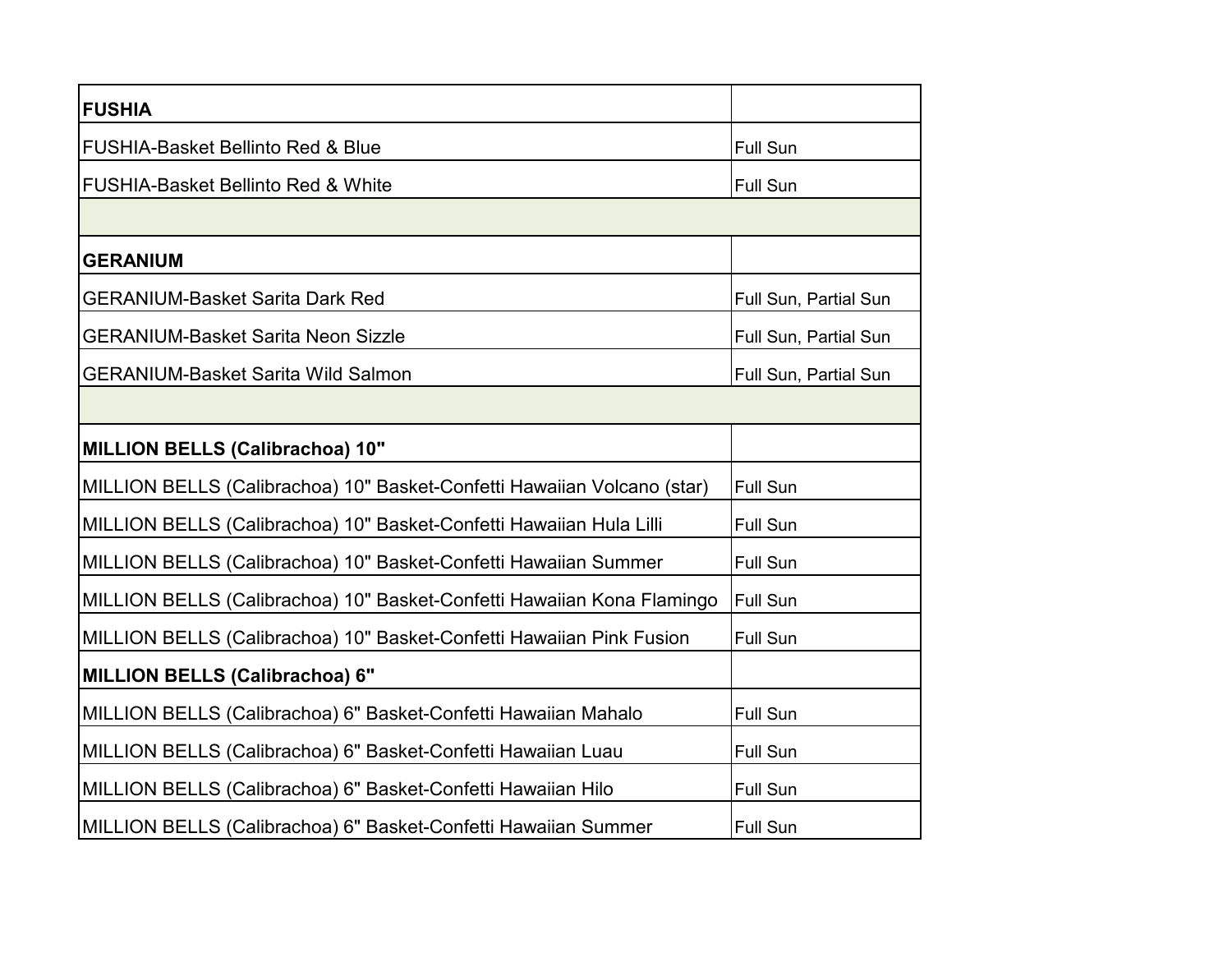| FUSHIA | |
|---|---|
| FUSHIA-Basket Bellinto Red & Blue | Full Sun |
| FUSHIA-Basket Bellinto Red & White | Full Sun |
| | |
| **GERANIUM** | |
| GERANIUM-Basket Sarita Dark Red | Full Sun, Partial Sun |
| GERANIUM-Basket Sarita Neon Sizzle | Full Sun, Partial Sun |
| GERANIUM-Basket Sarita Wild Salmon | Full Sun, Partial Sun |
| | |
| **MILLION BELLS (Calibrachoa) 10"** | |
| MILLION BELLS (Calibrachoa) 10" Basket-Confetti Hawaiian Volcano (star) | Full Sun |
| MILLION BELLS (Calibrachoa) 10" Basket-Confetti Hawaiian Hula Lilli | Full Sun |
| MILLION BELLS (Calibrachoa) 10" Basket-Confetti Hawaiian Summer | Full Sun |
| MILLION BELLS (Calibrachoa) 10" Basket-Confetti Hawaiian Kona Flamingo | Full Sun |
| MILLION BELLS (Calibrachoa) 10" Basket-Confetti Hawaiian Pink Fusion | Full Sun |
| **MILLION BELLS (Calibrachoa) 6"** | |
| MILLION BELLS (Calibrachoa) 6" Basket-Confetti Hawaiian Mahalo | Full Sun |
| MILLION BELLS (Calibrachoa) 6" Basket-Confetti Hawaiian Luau | Full Sun |
| MILLION BELLS (Calibrachoa) 6" Basket-Confetti Hawaiian Hilo | Full Sun |
| MILLION BELLS (Calibrachoa) 6" Basket-Confetti Hawaiian Summer | Full Sun |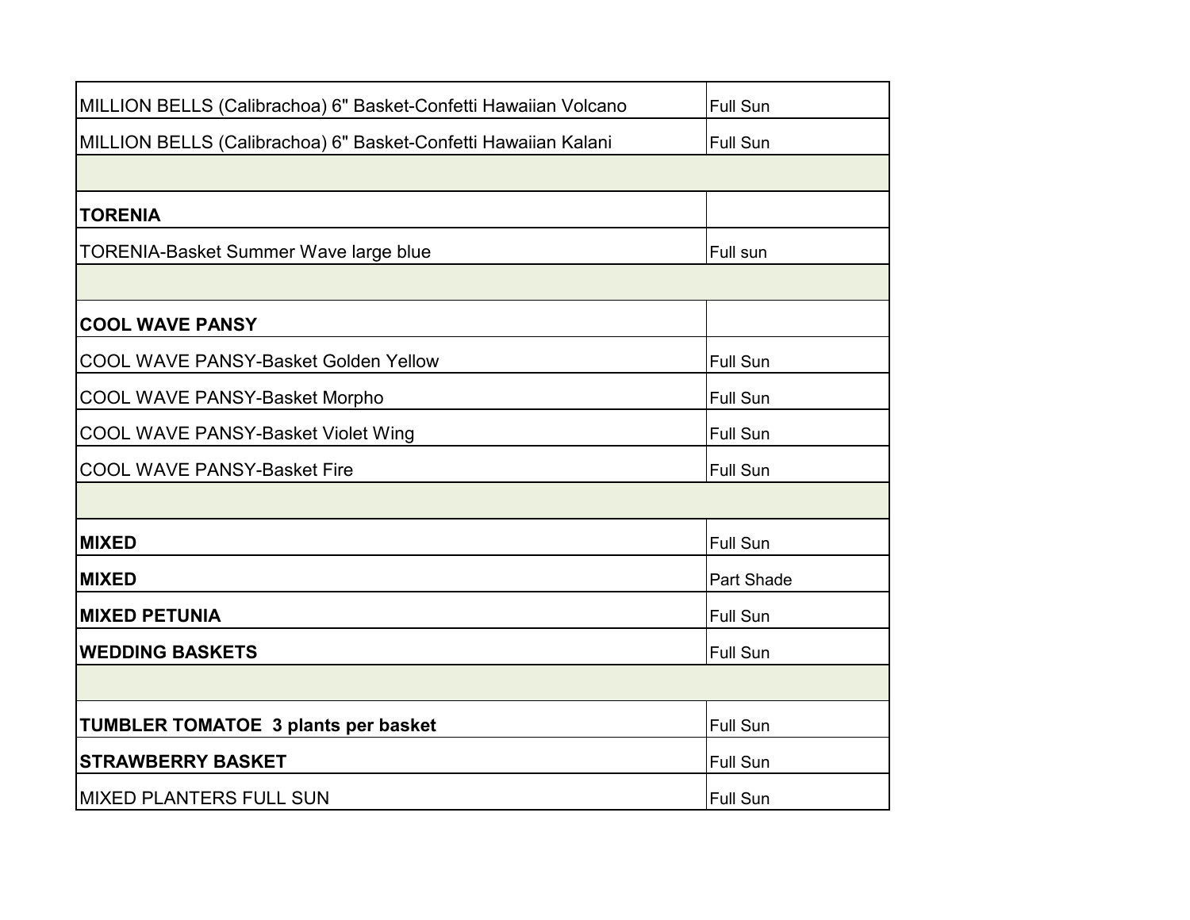| | |
|---|---|
| MILLION BELLS (Calibrachoa) 6" Basket-Confetti Hawaiian Volcano | Full Sun |
| MILLION BELLS (Calibrachoa) 6" Basket-Confetti Hawaiian Kalani | Full Sun |
| | |
| **TORENIA** | |
| TORENIA-Basket Summer Wave large blue | Full sun |
| | |
| **COOL WAVE PANSY** | |
| COOL WAVE PANSY-Basket Golden Yellow | Full Sun |
| COOL WAVE PANSY-Basket Morpho | Full Sun |
| COOL WAVE PANSY-Basket Violet Wing | Full Sun |
| COOL WAVE PANSY-Basket Fire | Full Sun |
| | |
| **MIXED** | Full Sun |
| **MIXED** | Part Shade |
| **MIXED PETUNIA** | Full Sun |
| **WEDDING BASKETS** | Full Sun |
| | |
| **TUMBLER TOMATOE 3 plants per basket** | Full Sun |
| **STRAWBERRY BASKET** | Full Sun |
| MIXED PLANTERS FULL SUN | Full Sun |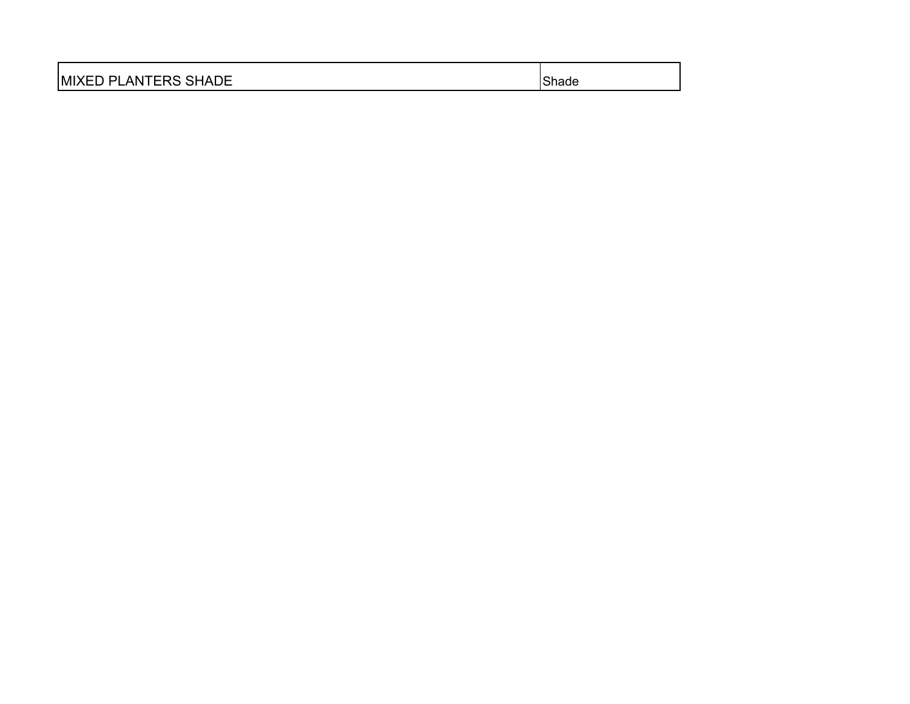| | |
|---|---|
| MIXED PLANTERS SHADE | Shade |